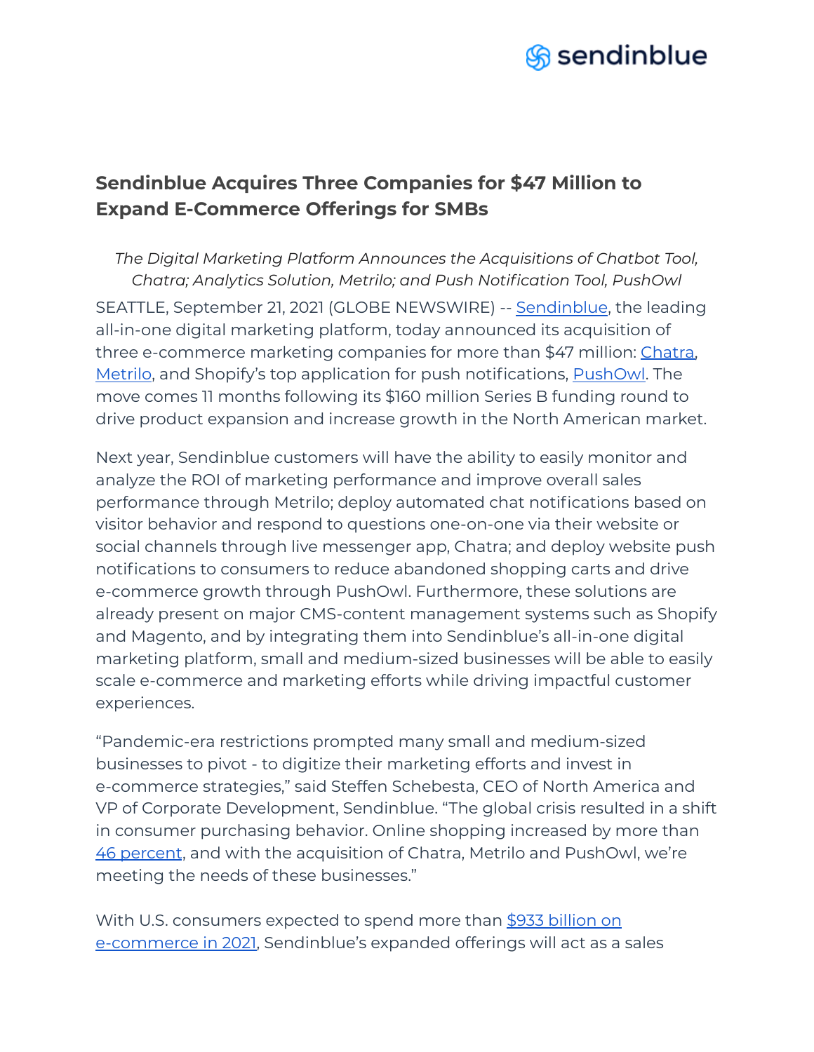# Sendinblue Acquires Three Companies for $47 Million to Expand E-Commerce Offerings for SMBs

*The Digital Marketing Platform Announces the Acquisitions of Chatbot Tool, Chatra; Analytics Solution, Metrilo; and Push Notification Tool, PushOwl*

SEATTLE, September 21, 2021 (GLOBE NEWSWIRE) -- Sendinblue, the leading all-in-one digital marketing platform, today announced its acquisition of three e-commerce marketing companies for more than $47 million: Chatra, Metrilo, and Shopify's top application for push notifications, PushOwl. The move comes 11 months following its $160 million Series B funding round to drive product expansion and increase growth in the North American market.

Next year, Sendinblue customers will have the ability to easily monitor and analyze the ROI of marketing performance and improve overall sales performance through Metrilo; deploy automated chat notifications based on visitor behavior and respond to questions one-on-one via their website or social channels through live messenger app, Chatra; and deploy website push notifications to consumers to reduce abandoned shopping carts and drive e-commerce growth through PushOwl. Furthermore, these solutions are already present on major CMS-content management systems such as Shopify and Magento, and by integrating them into Sendinblue's all-in-one digital marketing platform, small and medium-sized businesses will be able to easily scale e-commerce and marketing efforts while driving impactful customer experiences.

"Pandemic-era restrictions prompted many small and medium-sized businesses to pivot - to digitize their marketing efforts and invest in e-commerce strategies," said Steffen Schebesta, CEO of North America and VP of Corporate Development, Sendinblue. "The global crisis resulted in a shift in consumer purchasing behavior. Online shopping increased by more than 46 percent, and with the acquisition of Chatra, Metrilo and PushOwl, we're meeting the needs of these businesses."

With U.S. consumers expected to spend more than $933 billion on e-commerce in 2021, Sendinblue's expanded offerings will act as a sales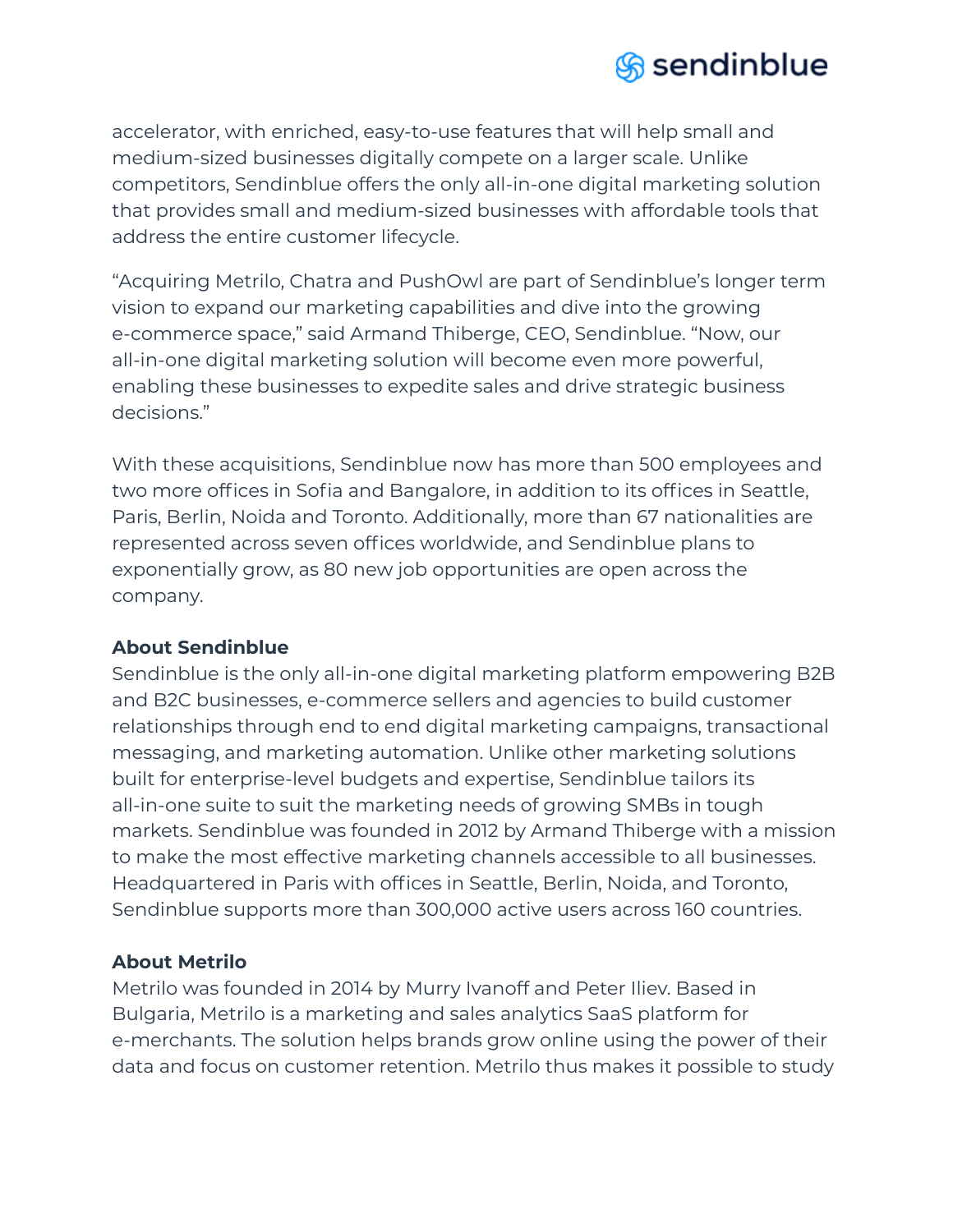accelerator, with enriched, easy-to-use features that will help small and medium-sized businesses digitally compete on a larger scale. Unlike competitors, Sendinblue offers the only all-in-one digital marketing solution that provides small and medium-sized businesses with affordable tools that address the entire customer lifecycle.

“Acquiring Metrilo, Chatra and PushOwl are part of Sendinblue’s longer term vision to expand our marketing capabilities and dive into the growing e-commerce space,” said Armand Thiberge, CEO, Sendinblue. “Now, our all-in-one digital marketing solution will become even more powerful, enabling these businesses to expedite sales and drive strategic business decisions.”

With these acquisitions, Sendinblue now has more than 500 employees and two more offices in Sofia and Bangalore, in addition to its offices in Seattle, Paris, Berlin, Noida and Toronto. Additionally, more than 67 nationalities are represented across seven offices worldwide, and Sendinblue plans to exponentially grow, as 80 new job opportunities are open across the company.

**About Sendinblue**
Sendinblue is the only all-in-one digital marketing platform empowering B2B and B2C businesses, e-commerce sellers and agencies to build customer relationships through end to end digital marketing campaigns, transactional messaging, and marketing automation. Unlike other marketing solutions built for enterprise-level budgets and expertise, Sendinblue tailors its all-in-one suite to suit the marketing needs of growing SMBs in tough markets. Sendinblue was founded in 2012 by Armand Thiberge with a mission to make the most effective marketing channels accessible to all businesses. Headquartered in Paris with offices in Seattle, Berlin, Noida, and Toronto, Sendinblue supports more than 300,000 active users across 160 countries.

**About Metrilo**
Metrilo was founded in 2014 by Murry Ivanoff and Peter Iliev. Based in Bulgaria, Metrilo is a marketing and sales analytics SaaS platform for e-merchants. The solution helps brands grow online using the power of their data and focus on customer retention. Metrilo thus makes it possible to study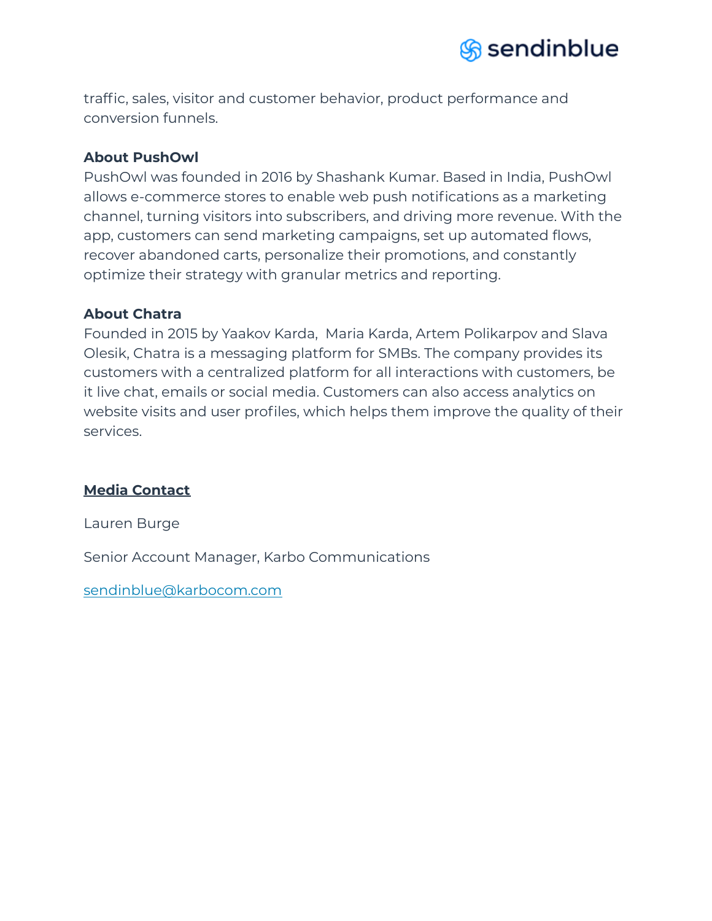traffic, sales, visitor and customer behavior, product performance and conversion funnels.

**About PushOwl**
PushOwl was founded in 2016 by Shashank Kumar. Based in India, PushOwl allows e-commerce stores to enable web push notifications as a marketing channel, turning visitors into subscribers, and driving more revenue. With the app, customers can send marketing campaigns, set up automated flows, recover abandoned carts, personalize their promotions, and constantly optimize their strategy with granular metrics and reporting.

**About Chatra**
Founded in 2015 by Yaakov Karda, Maria Karda, Artem Polikarpov and Slava Olesik, Chatra is a messaging platform for SMBs. The company provides its customers with a centralized platform for all interactions with customers, be it live chat, emails or social media. Customers can also access analytics on website visits and user profiles, which helps them improve the quality of their services.

**Media Contact**

Lauren Burge

Senior Account Manager, Karbo Communications

sendinblue@karbocom.com